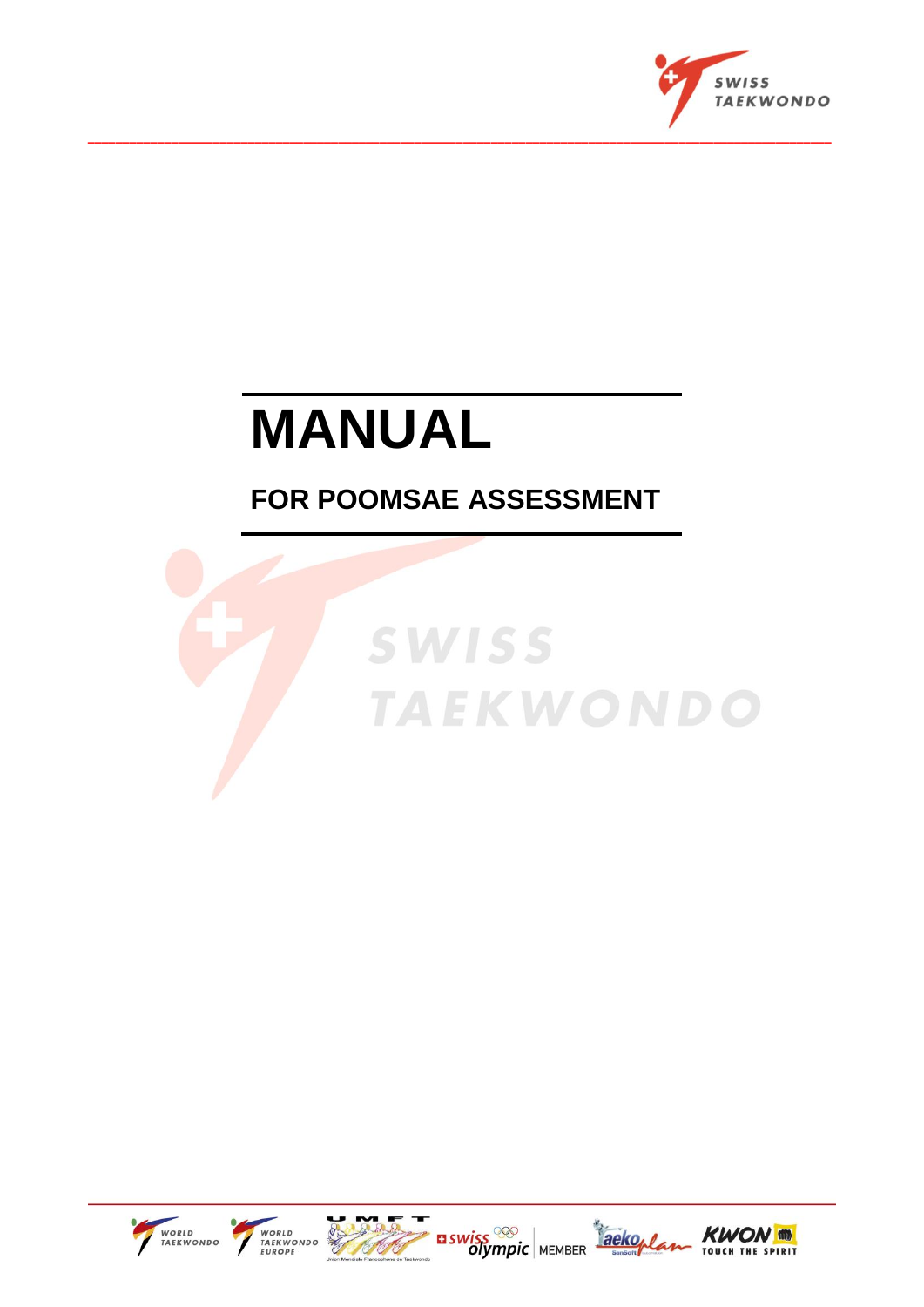# MANUAL

## FOR POOMSAE ASSESSMENT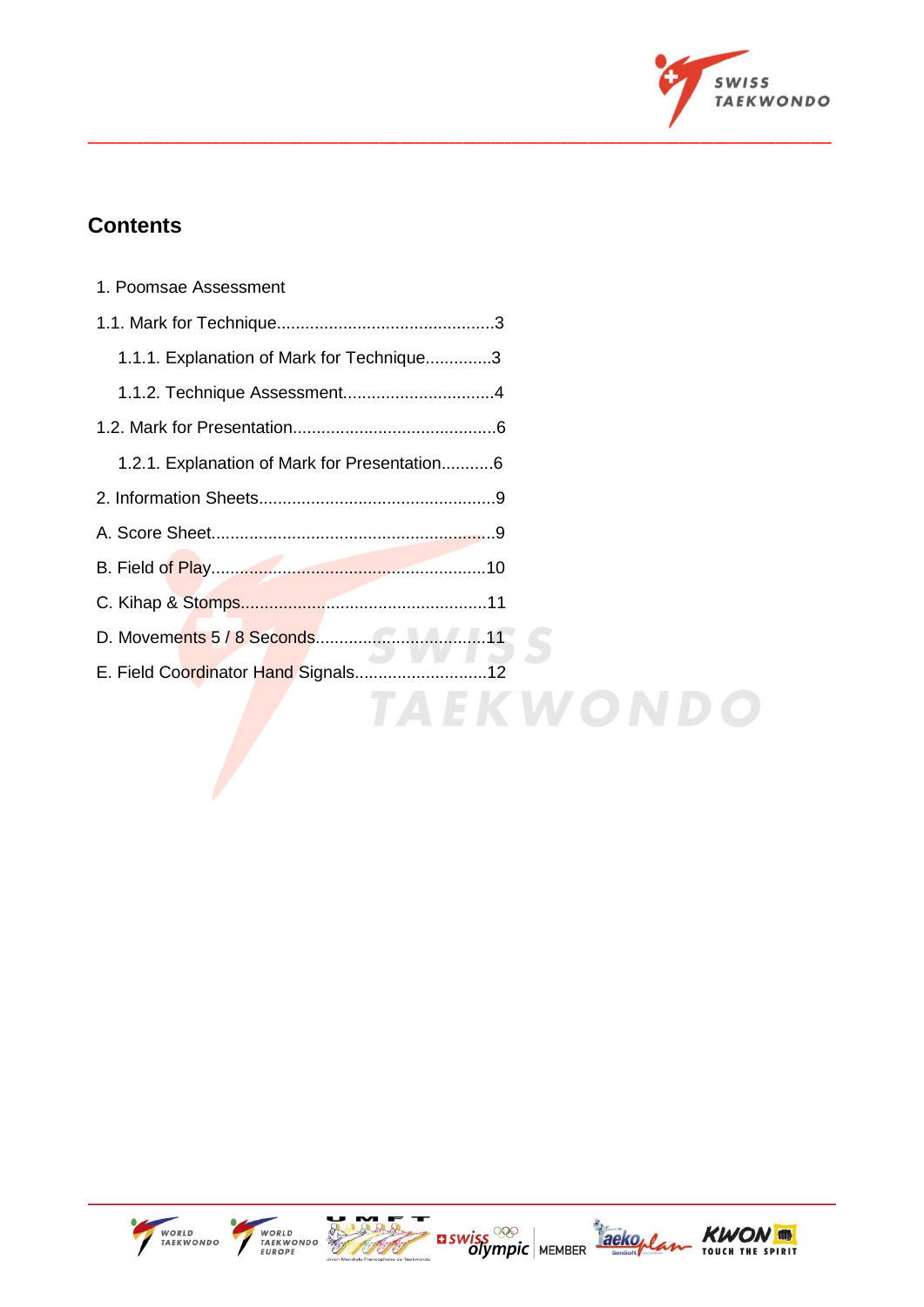## Contents

1. Poomsae Assessment

1.1. Mark for Technique.............................................3

   1.1.1. Explanation of Mark for Technique..............3

   1.1.2. Technique Assessment................................4

1.2. Mark for Presentation...........................................6

   1.2.1. Explanation of Mark for Presentation...........6

2. Information Sheets.................................................9

A. Score Sheet..........................................................9

B. Field of Play.........................................................10

C. Kihap & Stomps...................................................11

D. Movements 5 / 8 Seconds....................................11

E. Field Coordinator Hand Signals............................12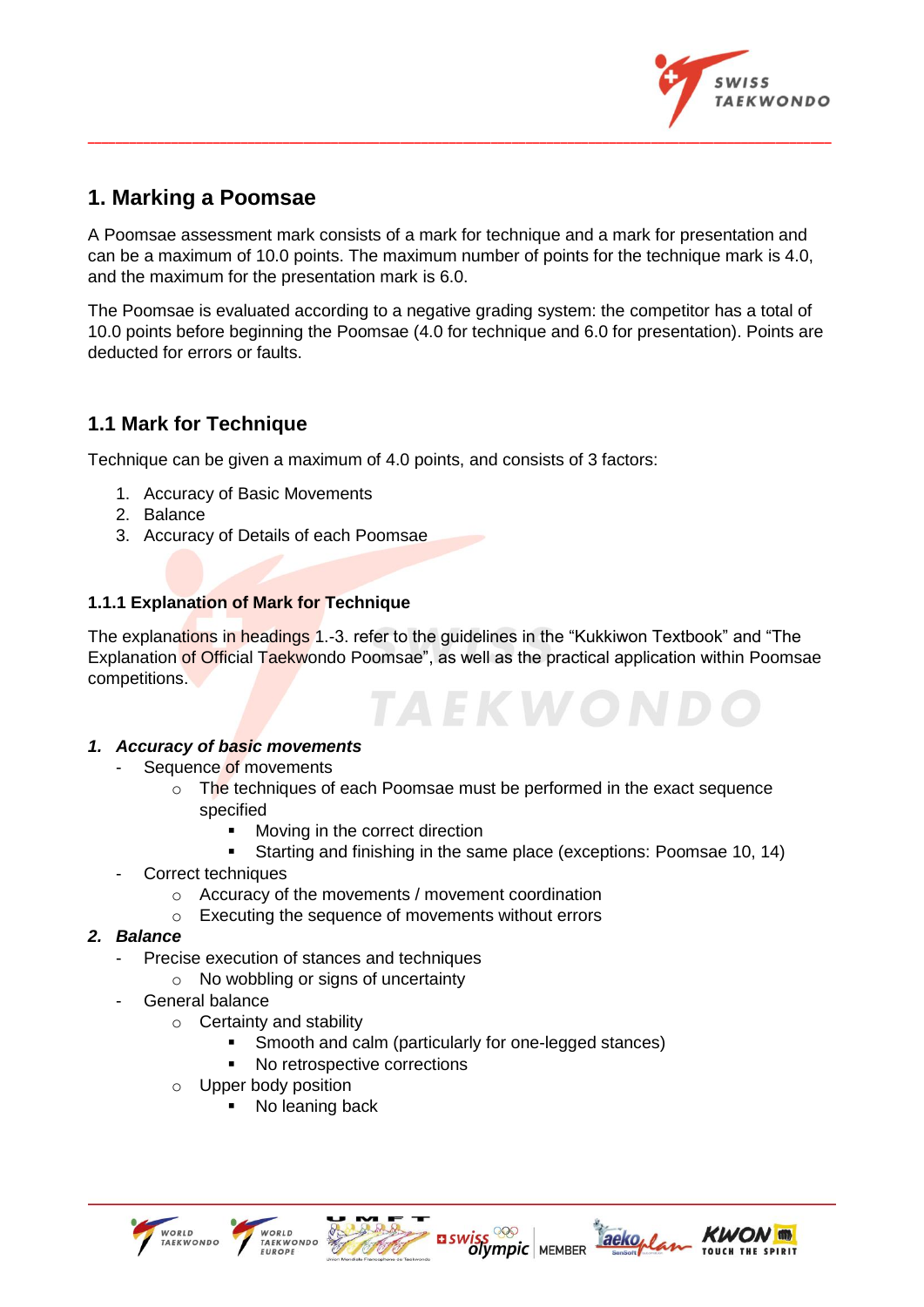## 1. Marking a Poomsae

A Poomsae assessment mark consists of a mark for technique and a mark for presentation and can be a maximum of 10.0 points. The maximum number of points for the technique mark is 4.0, and the maximum for the presentation mark is 6.0.

The Poomsae is evaluated according to a negative grading system: the competitor has a total of 10.0 points before beginning the Poomsae (4.0 for technique and 6.0 for presentation). Points are deducted for errors or faults.

### 1.1 Mark for Technique

Technique can be given a maximum of 4.0 points, and consists of 3 factors:

1. Accuracy of Basic Movements
2. Balance
3. Accuracy of Details of each Poomsae

#### 1.1.1 Explanation of Mark for Technique

The explanations in headings 1.-3. refer to the guidelines in the "Kukkiwon Textbook" and "The Explanation of Official Taekwondo Poomsae", as well as the practical application within Poomsae competitions.

1. ***Accuracy of basic movements***
   - Sequence of movements
     - The techniques of each Poomsae must be performed in the exact sequence specified
       - Moving in the correct direction
       - Starting and finishing in the same place (exceptions: Poomsae 10, 14)
   - Correct techniques
     - Accuracy of the movements / movement coordination
     - Executing the sequence of movements without errors
2. ***Balance***
   - Precise execution of stances and techniques
     - No wobbling or signs of uncertainty
   - General balance
     - Certainty and stability
       - Smooth and calm (particularly for one-legged stances)
       - No retrospective corrections
     - Upper body position
       - No leaning back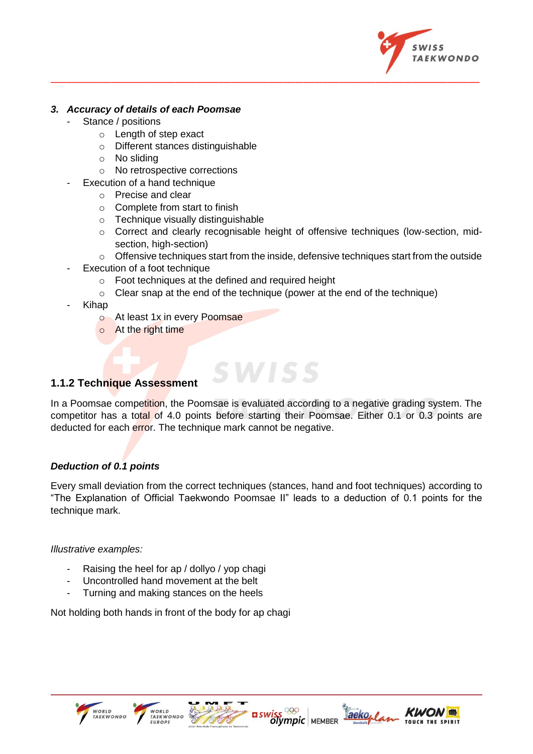### 3. *Accuracy of details of each Poomsae*

- Stance / positions
  - Length of step exact
  - Different stances distinguishable
  - No sliding
  - No retrospective corrections
- Execution of a hand technique
  - Precise and clear
  - Complete from start to finish
  - Technique visually distinguishable
  - Correct and clearly recognisable height of offensive techniques (low-section, mid-section, high-section)
  - Offensive techniques start from the inside, defensive techniques start from the outside
- Execution of a foot technique
  - Foot techniques at the defined and required height
  - Clear snap at the end of the technique (power at the end of the technique)
- Kihap
  - At least 1x in every Poomsae
  - At the right time

## 1.1.2 Technique Assessment

In a Poomsae competition, the Poomsae is evaluated according to a negative grading system. The competitor has a total of 4.0 points before starting their Poomsae. Either 0.1 or 0.3 points are deducted for each error. The technique mark cannot be negative.

***Deduction of 0.1 points***

Every small deviation from the correct techniques (stances, hand and foot techniques) according to "The Explanation of Official Taekwondo Poomsae II" leads to a deduction of 0.1 points for the technique mark.

*Illustrative examples:*

- Raising the heel for ap / dollyo / yop chagi
- Uncontrolled hand movement at the belt
- Turning and making stances on the heels

Not holding both hands in front of the body for ap chagi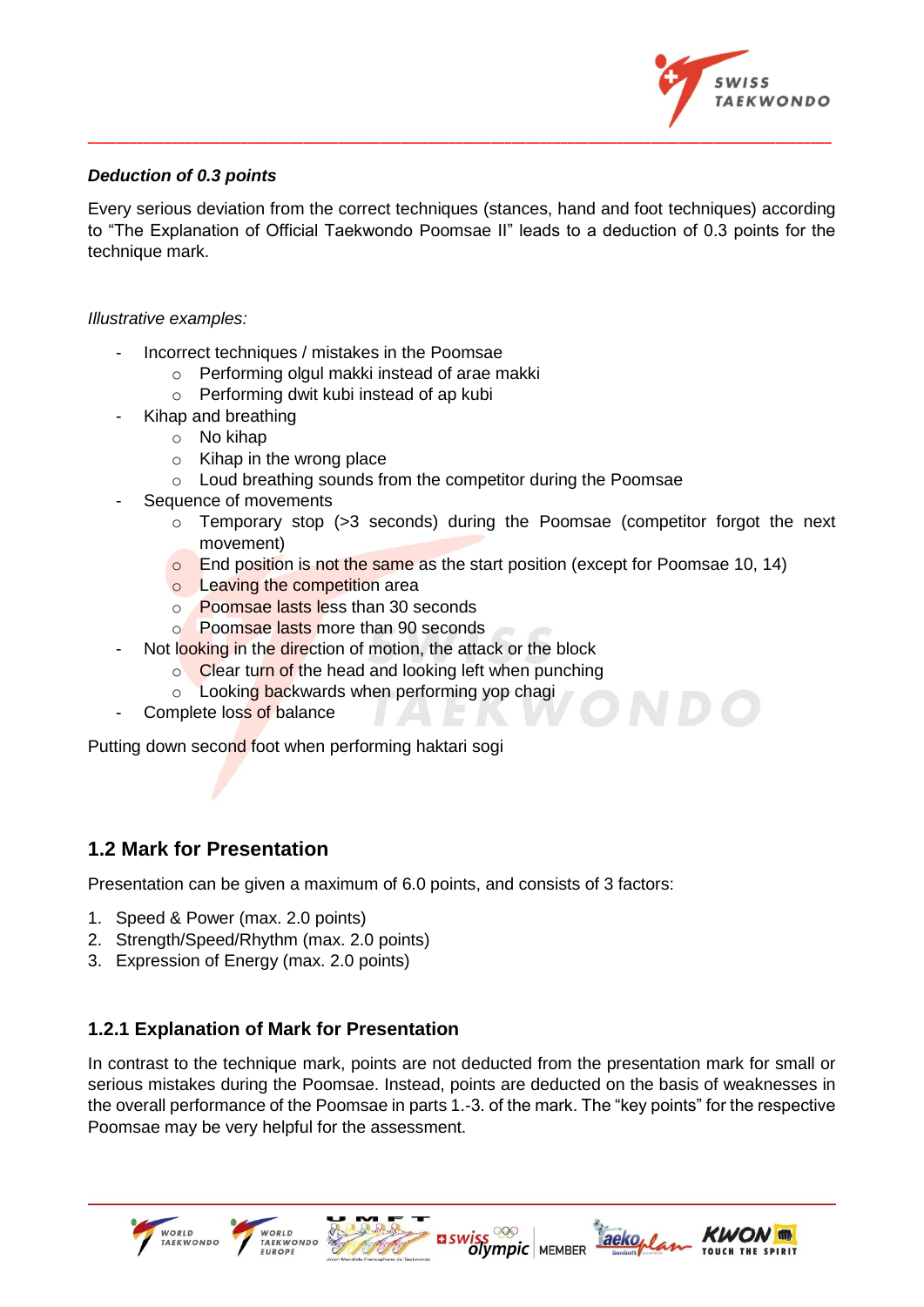***Deduction of 0.3 points***

Every serious deviation from the correct techniques (stances, hand and foot techniques) according to "The Explanation of Official Taekwondo Poomsae II" leads to a deduction of 0.3 points for the technique mark.

*Illustrative examples:*

- Incorrect techniques / mistakes in the Poomsae
  - Performing olgul makki instead of arae makki
  - Performing dwit kubi instead of ap kubi
- Kihap and breathing
  - No kihap
  - Kihap in the wrong place
  - Loud breathing sounds from the competitor during the Poomsae
- Sequence of movements
  - Temporary stop (>3 seconds) during the Poomsae (competitor forgot the next movement)
  - End position is not the same as the start position (except for Poomsae 10, 14)
  - Leaving the competition area
  - Poomsae lasts less than 30 seconds
  - Poomsae lasts more than 90 seconds
- Not looking in the direction of motion, the attack or the block
  - Clear turn of the head and looking left when punching
  - Looking backwards when performing yop chagi
- Complete loss of balance

Putting down second foot when performing haktari sogi

## 1.2 Mark for Presentation

Presentation can be given a maximum of 6.0 points, and consists of 3 factors:

1. Speed & Power (max. 2.0 points)
2. Strength/Speed/Rhythm (max. 2.0 points)
3. Expression of Energy (max. 2.0 points)

### 1.2.1 Explanation of Mark for Presentation

In contrast to the technique mark, points are not deducted from the presentation mark for small or serious mistakes during the Poomsae. Instead, points are deducted on the basis of weaknesses in the overall performance of the Poomsae in parts 1.-3. of the mark. The "key points" for the respective Poomsae may be very helpful for the assessment.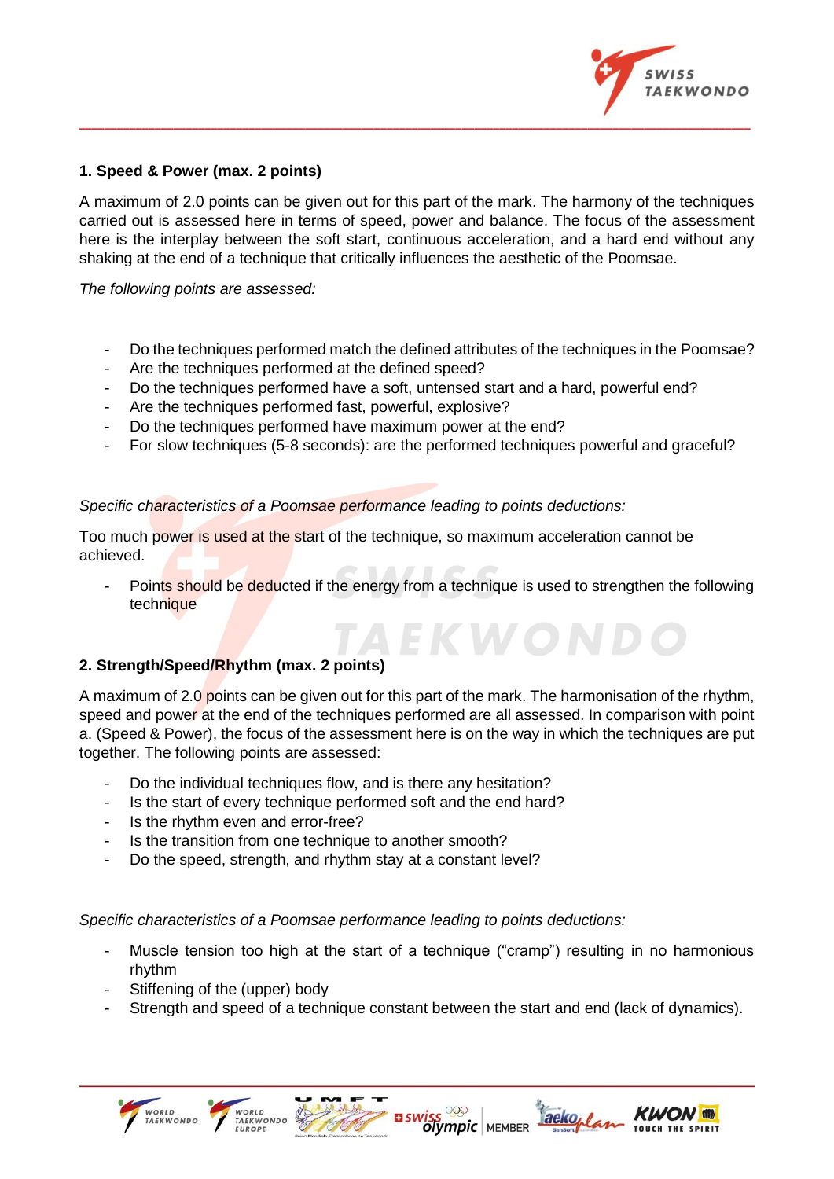### 1. Speed & Power (max. 2 points)

A maximum of 2.0 points can be given out for this part of the mark. The harmony of the techniques carried out is assessed here in terms of speed, power and balance. The focus of the assessment here is the interplay between the soft start, continuous acceleration, and a hard end without any shaking at the end of a technique that critically influences the aesthetic of the Poomsae.

*The following points are assessed:*

- Do the techniques performed match the defined attributes of the techniques in the Poomsae?
- Are the techniques performed at the defined speed?
- Do the techniques performed have a soft, untensed start and a hard, powerful end?
- Are the techniques performed fast, powerful, explosive?
- Do the techniques performed have maximum power at the end?
- For slow techniques (5-8 seconds): are the performed techniques powerful and graceful?

*Specific characteristics of a Poomsae performance leading to points deductions:*

Too much power is used at the start of the technique, so maximum acceleration cannot be achieved.

- Points should be deducted if the energy from a technique is used to strengthen the following technique

### 2. Strength/Speed/Rhythm (max. 2 points)

A maximum of 2.0 points can be given out for this part of the mark. The harmonisation of the rhythm, speed and power at the end of the techniques performed are all assessed. In comparison with point a. (Speed & Power), the focus of the assessment here is on the way in which the techniques are put together. The following points are assessed:

- Do the individual techniques flow, and is there any hesitation?
- Is the start of every technique performed soft and the end hard?
- Is the rhythm even and error-free?
- Is the transition from one technique to another smooth?
- Do the speed, strength, and rhythm stay at a constant level?

*Specific characteristics of a Poomsae performance leading to points deductions:*

- Muscle tension too high at the start of a technique ("cramp") resulting in no harmonious rhythm
- Stiffening of the (upper) body
- Strength and speed of a technique constant between the start and end (lack of dynamics).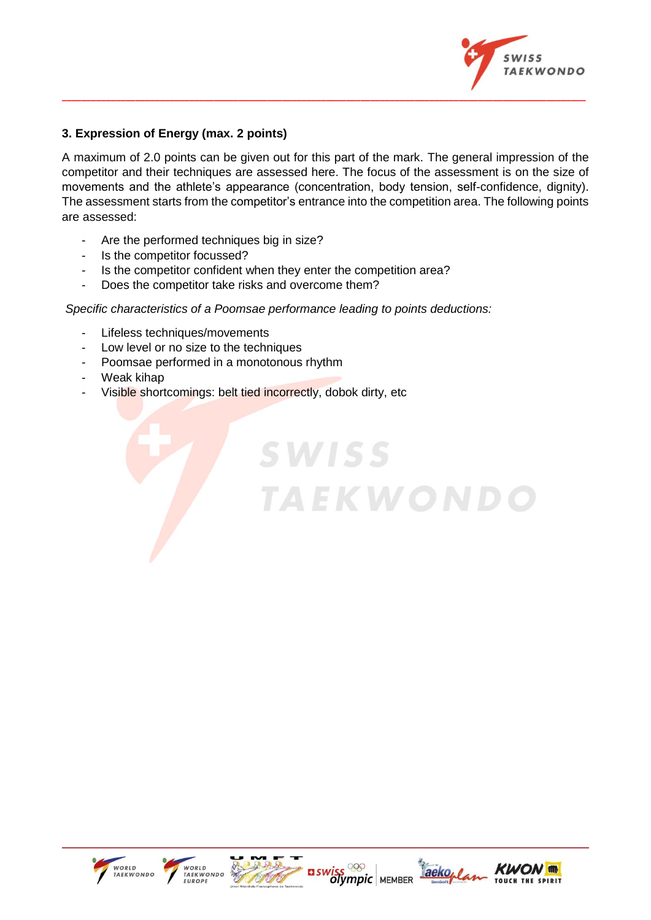### 3. Expression of Energy (max. 2 points)

A maximum of 2.0 points can be given out for this part of the mark. The general impression of the competitor and their techniques are assessed here. The focus of the assessment is on the size of movements and the athlete's appearance (concentration, body tension, self-confidence, dignity). The assessment starts from the competitor's entrance into the competition area. The following points are assessed:

- Are the performed techniques big in size?
- Is the competitor focussed?
- Is the competitor confident when they enter the competition area?
- Does the competitor take risks and overcome them?

*Specific characteristics of a Poomsae performance leading to points deductions:*

- Lifeless techniques/movements
- Low level or no size to the techniques
- Poomsae performed in a monotonous rhythm
- Weak kihap
- Visible shortcomings: belt tied incorrectly, dobok dirty, etc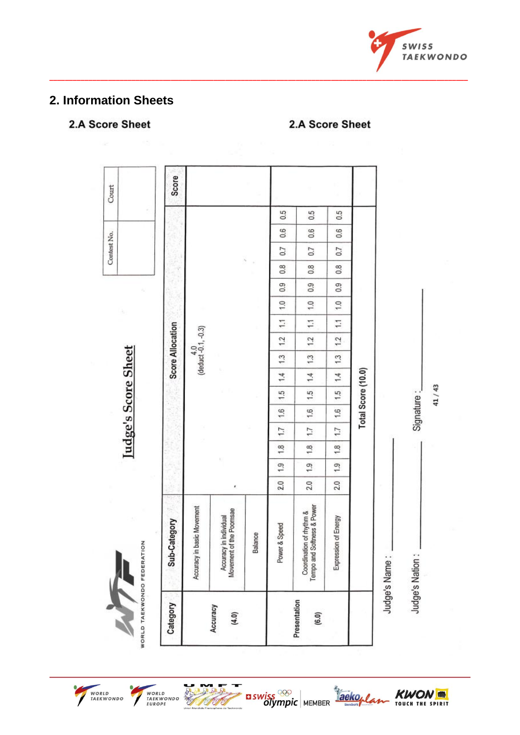## 2. Information Sheets

### 2.A Score Sheet

WORLD TAEKWONDO FEDERATION

**Judge's Score Sheet**

| Contest No. | Court |
|---|---|
| | |

| Category | Sub-Category | Score Allocation | | | | | | | | | | | | | | | | Score |
|---|---|---|---|---|---|---|---|---|---|---|---|---|---|---|---|---|---|---|
| Accuracy (4.0) | Accuracy in basic Movement | 4.0 (deduct -0.1, -0.3) | | | | | | | | | | | | | | | | |
| | Accuracy in individual Movement of the Poomsae | | | | | | | | | | | | | | | | | |
| | Balance | | | | | | | | | | | | | | | | | |
| Presentation (6.0) | Power & Speed | 2.0 | 1.9 | 1.8 | 1.7 | 1.6 | 1.5 | 1.4 | 1.3 | 1.2 | 1.1 | 1.0 | 0.9 | 0.8 | 0.7 | 0.6 | 0.5 | |
| | Coordination of rhythm & Tempo and Softness & Power | 2.0 | 1.9 | 1.8 | 1.7 | 1.6 | 1.5 | 1.4 | 1.3 | 1.2 | 1.1 | 1.0 | 0.9 | 0.8 | 0.7 | 0.6 | 0.5 | |
| | Expression of Energy | 2.0 | 1.9 | 1.8 | 1.7 | 1.6 | 1.5 | 1.4 | 1.3 | 1.2 | 1.1 | 1.0 | 0.9 | 0.8 | 0.7 | 0.6 | 0.5 | |
| | | Total Score (10.0) | | | | | | | | | | | | | | | | |

Judge's Name : ____________

Judge's Nation : ____________ Signature : ____________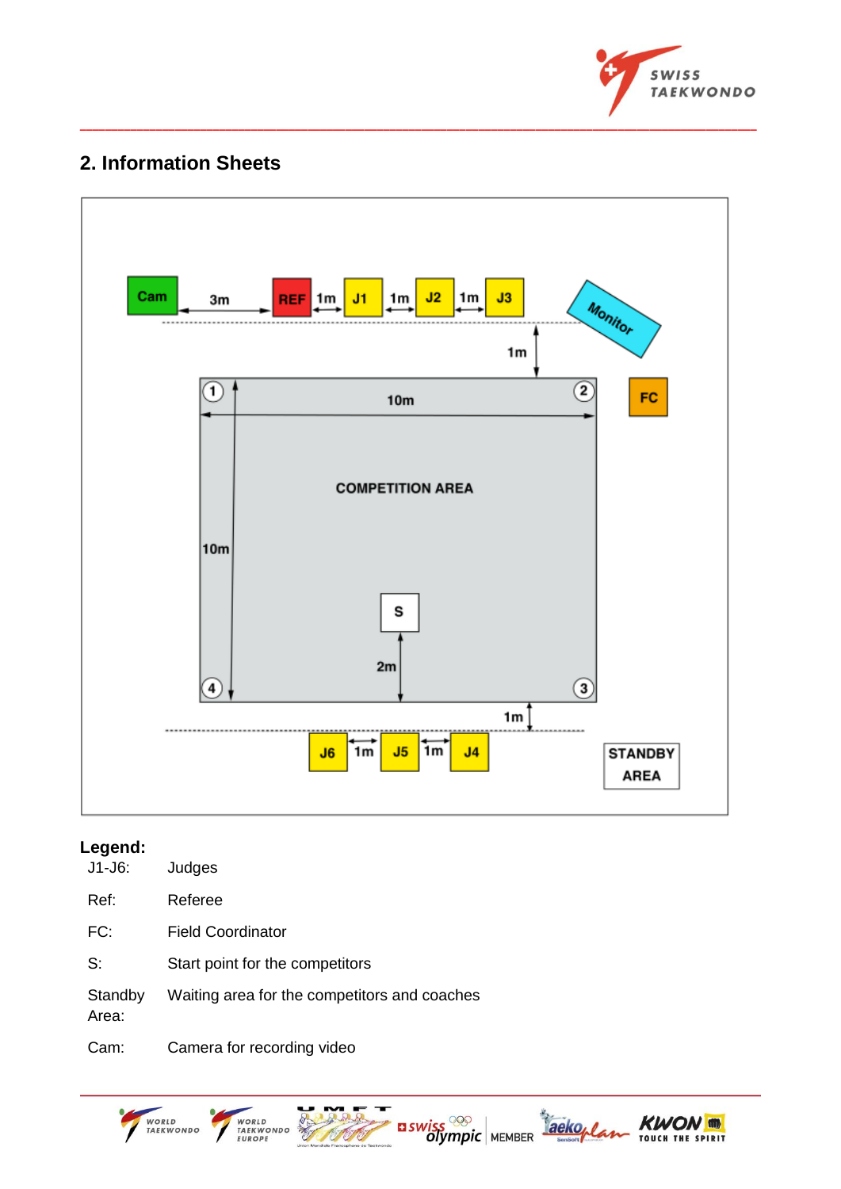## 2. Information Sheets

Cam 3m REF 1m J1 1m J2 1m J3 Monitor

1m

FC

10m

COMPETITION AREA

10m

S

2m

1m

J6 1m J5 1m J4

STANDBY AREA

**Legend:**

| | |
|---|---|
| J1-J6: | Judges |
| Ref: | Referee |
| FC: | Field Coordinator |
| S: | Start point for the competitors |
| Standby Area: | Waiting area for the competitors and coaches |
| Cam: | Camera for recording video |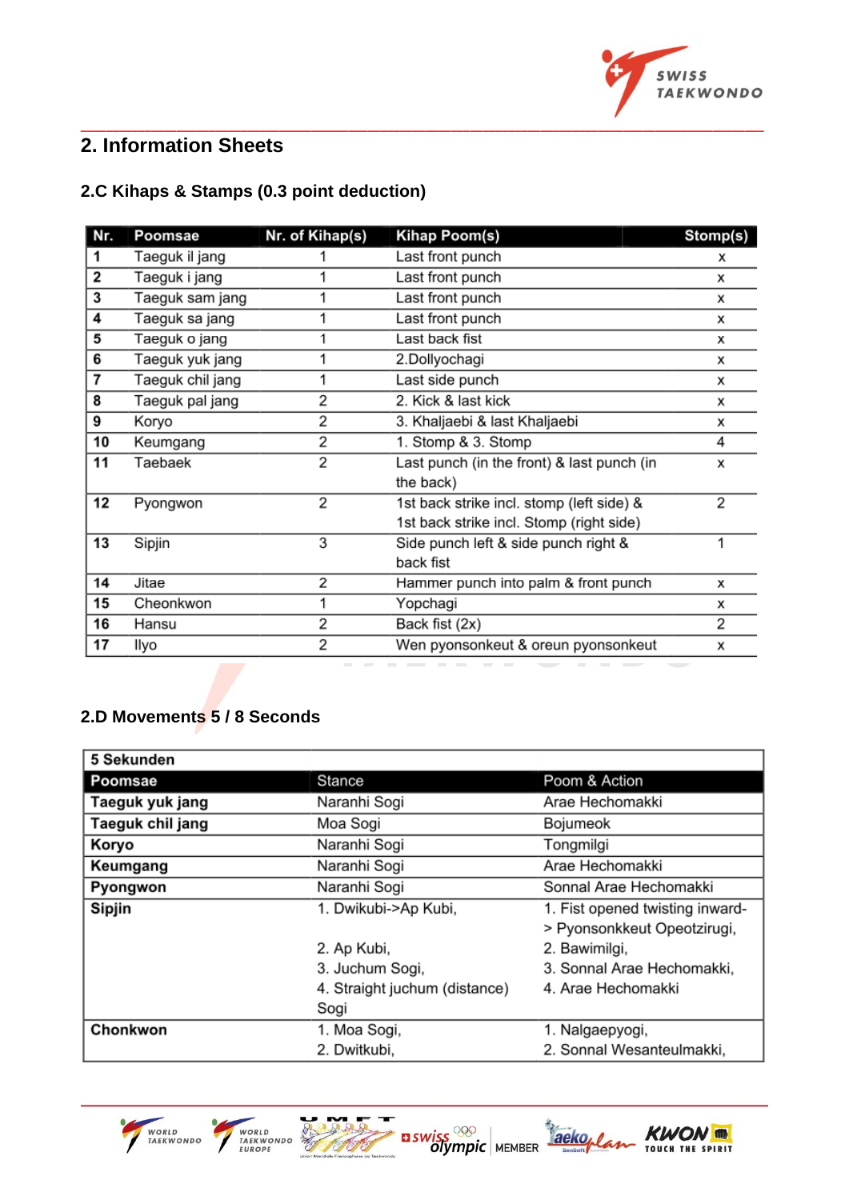## 2. Information Sheets

### 2.C Kihaps & Stamps (0.3 point deduction)

| Nr. | Poomsae | Nr. of Kihap(s) | Kihap Poom(s) | Stomp(s) |
|---|---|---|---|---|
| 1 | Taeguk il jang | 1 | Last front punch | x |
| 2 | Taeguk i jang | 1 | Last front punch | x |
| 3 | Taeguk sam jang | 1 | Last front punch | x |
| 4 | Taeguk sa jang | 1 | Last front punch | x |
| 5 | Taeguk o jang | 1 | Last back fist | x |
| 6 | Taeguk yuk jang | 1 | 2.Dollyochagi | x |
| 7 | Taeguk chil jang | 1 | Last side punch | x |
| 8 | Taeguk pal jang | 2 | 2. Kick & last kick | x |
| 9 | Koryo | 2 | 3. Khaljaebi & last Khaljaebi | x |
| 10 | Keumgang | 2 | 1. Stomp & 3. Stomp | 4 |
| 11 | Taebaek | 2 | Last punch (in the front) & last punch (in the back) | x |
| 12 | Pyongwon | 2 | 1st back strike incl. stomp (left side) & 1st back strike incl. Stomp (right side) | 2 |
| 13 | Sipjin | 3 | Side punch left & side punch right & back fist | 1 |
| 14 | Jitae | 2 | Hammer punch into palm & front punch | x |
| 15 | Cheonkwon | 1 | Yopchagi | x |
| 16 | Hansu | 2 | Back fist (2x) | 2 |
| 17 | Ilyo | 2 | Wen pyonsonkeut & oreun pyonsonkeut | x |

### 2.D Movements 5 / 8 Seconds

| **5 Sekunden** | | |
|---|---|---|
| **Poomsae** | **Stance** | **Poom & Action** |
| **Taeguk yuk jang** | Naranhi Sogi | Arae Hechomakki |
| **Taeguk chil jang** | Moa Sogi | Bojumeok |
| **Koryo** | Naranhi Sogi | Tongmilgi |
| **Keumgang** | Naranhi Sogi | Arae Hechomakki |
| **Pyongwon** | Naranhi Sogi | Sonnal Arae Hechomakki |
| **Sipjin** | 1. Dwikubi->Ap Kubi,<br>2. Ap Kubi,<br>3. Juchum Sogi,<br>4. Straight juchum (distance) Sogi | 1. Fist opened twisting inward-> Pyonsonkkeut Opeotzirugi,<br>2. Bawimilgi,<br>3. Sonnal Arae Hechomakki,<br>4. Arae Hechomakki |
| **Chonkwon** | 1. Moa Sogi,<br>2. Dwitkubi, | 1. Nalgaepyogi,<br>2. Sonnal Wesanteulmakki, |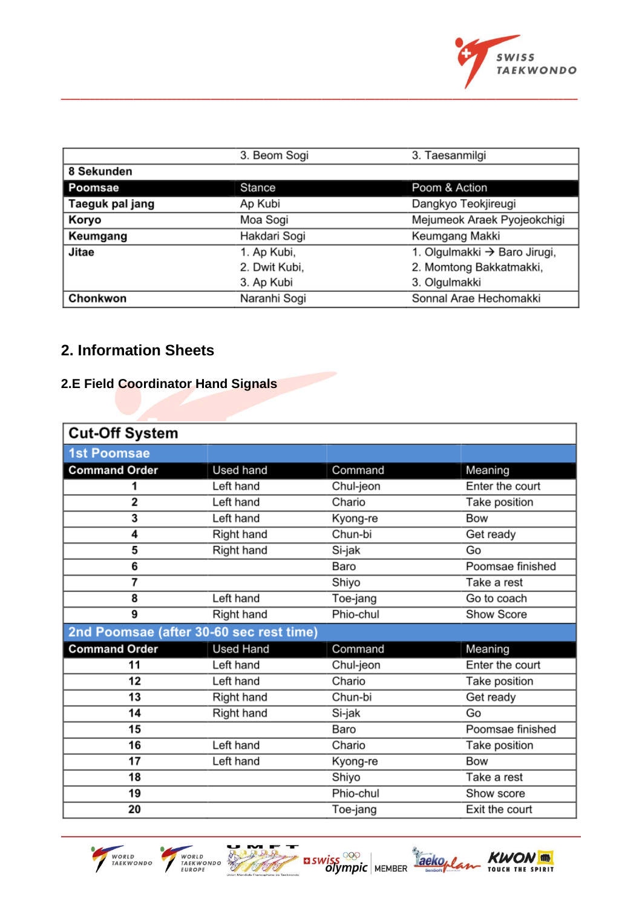| | | |
|---|---|---|
| | 3. Beom Sogi | 3. Taesanmilgi |
| **8 Sekunden** | | |
| **Poomsae** | Stance | Poom & Action |
| **Taeguk pal jang** | Ap Kubi | Dangkyo Teokjireugi |
| **Koryo** | Moa Sogi | Mejumeok Araek Pyojeokchigi |
| **Keumgang** | Hakdari Sogi | Keumgang Makki |
| **Jitae** | 1. Ap Kubi,<br>2. Dwit Kubi,<br>3. Ap Kubi | 1. Olgulmakki → Baro Jirugi,<br>2. Momtong Bakkatmakki,<br>3. Olgulmakki |
| **Chonkwon** | Naranhi Sogi | Sonnal Arae Hechomakki |

## 2. Information Sheets

### 2.E Field Coordinator Hand Signals

| **Cut-Off System** | | | |
|---|---|---|---|
| **1st Poomsae** | | | |
| **Command Order** | Used hand | Command | Meaning |
| 1 | Left hand | Chul-jeon | Enter the court |
| 2 | Left hand | Chario | Take position |
| 3 | Left hand | Kyong-re | Bow |
| 4 | Right hand | Chun-bi | Get ready |
| 5 | Right hand | Si-jak | Go |
| 6 | | Baro | Poomsae finished |
| 7 | | Shiyo | Take a rest |
| 8 | Left hand | Toe-jang | Go to coach |
| 9 | Right hand | Phio-chul | Show Score |
| **2nd Poomsae (after 30-60 sec rest time)** | | | |
| **Command Order** | Used Hand | Command | Meaning |
| 11 | Left hand | Chul-jeon | Enter the court |
| 12 | Left hand | Chario | Take position |
| 13 | Right hand | Chun-bi | Get ready |
| 14 | Right hand | Si-jak | Go |
| 15 | | Baro | Poomsae finished |
| 16 | Left hand | Chario | Take position |
| 17 | Left hand | Kyong-re | Bow |
| 18 | | Shiyo | Take a rest |
| 19 | | Phio-chul | Show score |
| 20 | | Toe-jang | Exit the court |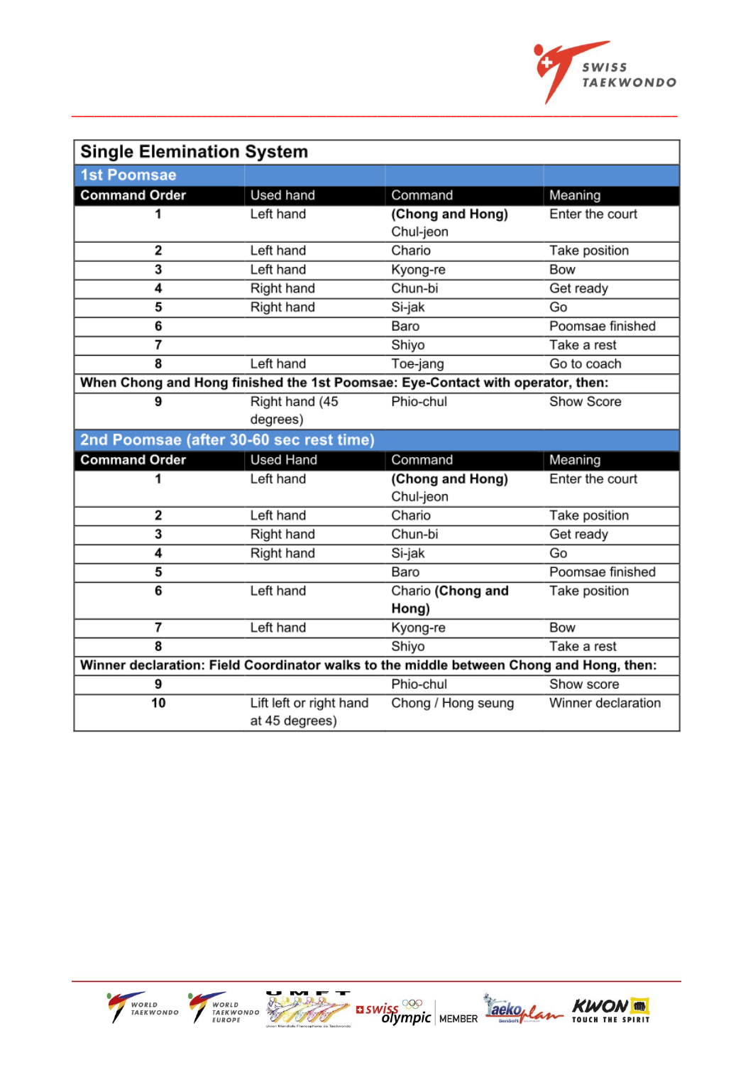| Single Elemination System | | | |
|---|---|---|---|
| **1st Poomsae** | | | |
| **Command Order** | **Used hand** | **Command** | **Meaning** |
| **1** | Left hand | **(Chong and Hong)** Chul-jeon | Enter the court |
| **2** | Left hand | Chario | Take position |
| **3** | Left hand | Kyong-re | Bow |
| **4** | Right hand | Chun-bi | Get ready |
| **5** | Right hand | Si-jak | Go |
| **6** | | Baro | Poomsae finished |
| **7** | | Shiyo | Take a rest |
| **8** | Left hand | Toe-jang | Go to coach |
| **When Chong and Hong finished the 1st Poomsae: Eye-Contact with operator, then:** | | | |
| **9** | Right hand (45 degrees) | Phio-chul | Show Score |
| **2nd Poomsae (after 30-60 sec rest time)** | | | |
| **Command Order** | **Used Hand** | **Command** | **Meaning** |
| **1** | Left hand | **(Chong and Hong)** Chul-jeon | Enter the court |
| **2** | Left hand | Chario | Take position |
| **3** | Right hand | Chun-bi | Get ready |
| **4** | Right hand | Si-jak | Go |
| **5** | | Baro | Poomsae finished |
| **6** | Left hand | Chario **(Chong and Hong)** | Take position |
| **7** | Left hand | Kyong-re | Bow |
| **8** | | Shiyo | Take a rest |
| **Winner declaration: Field Coordinator walks to the middle between Chong and Hong, then:** | | | |
| **9** | | Phio-chul | Show score |
| **10** | Lift left or right hand at 45 degrees) | Chong / Hong seung | Winner declaration |